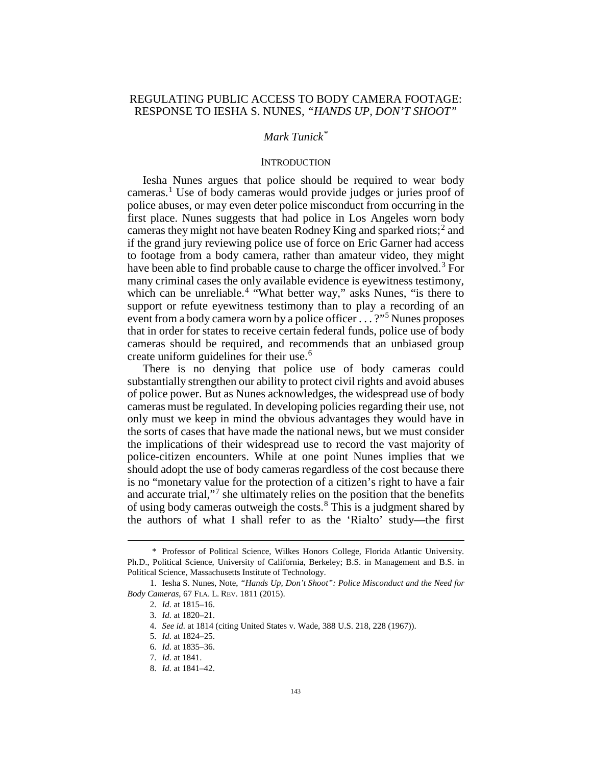# REGULATING PUBLIC ACCESS TO BODY CAMERA FOOTAGE: RESPONSE TO IESHA S. NUNES, *"HANDS UP, DON'T SHOOT"*

*Mark Tunick*[*]

## INTRODUCTION

Iesha Nunes argues that police should be required to wear body cameras.[1] Use of body cameras would provide judges or juries proof of police abuses, or may even deter police misconduct from occurring in the first place. Nunes suggests that had police in Los Angeles worn body cameras they might not have beaten Rodney King and sparked riots;[2] and if the grand jury reviewing police use of force on Eric Garner had access to footage from a body camera, rather than amateur video, they might have been able to find probable cause to charge the officer involved.[3] For many criminal cases the only available evidence is eyewitness testimony, which can be unreliable.[4] "What better way," asks Nunes, "is there to support or refute eyewitness testimony than to play a recording of an event from a body camera worn by a police officer . . . ?"[5] Nunes proposes that in order for states to receive certain federal funds, police use of body cameras should be required, and recommends that an unbiased group create uniform guidelines for their use.[6]

There is no denying that police use of body cameras could substantially strengthen our ability to protect civil rights and avoid abuses of police power. But as Nunes acknowledges, the widespread use of body cameras must be regulated. In developing policies regarding their use, not only must we keep in mind the obvious advantages they would have in the sorts of cases that have made the national news, but we must consider the implications of their widespread use to record the vast majority of police-citizen encounters. While at one point Nunes implies that we should adopt the use of body cameras regardless of the cost because there is no "monetary value for the protection of a citizen's right to have a fair and accurate trial,"[7] she ultimately relies on the position that the benefits of using body cameras outweigh the costs.[8] This is a judgment shared by the authors of what I shall refer to as the 'Rialto' study—the first

---

\* Professor of Political Science, Wilkes Honors College, Florida Atlantic University. Ph.D., Political Science, University of California, Berkeley; B.S. in Management and B.S. in Political Science, Massachusetts Institute of Technology.

1. Iesha S. Nunes, Note, *"Hands Up, Don't Shoot": Police Misconduct and the Need for Body Cameras*, 67 FLA. L. REV. 1811 (2015).

2. *Id.* at 1815–16.

3. *Id.* at 1820–21.

4. *See id.* at 1814 (citing United States v. Wade, 388 U.S. 218, 228 (1967)).

5. *Id.* at 1824–25.

6. *Id.* at 1835–36.

7. *Id.* at 1841.

8. *Id.* at 1841–42.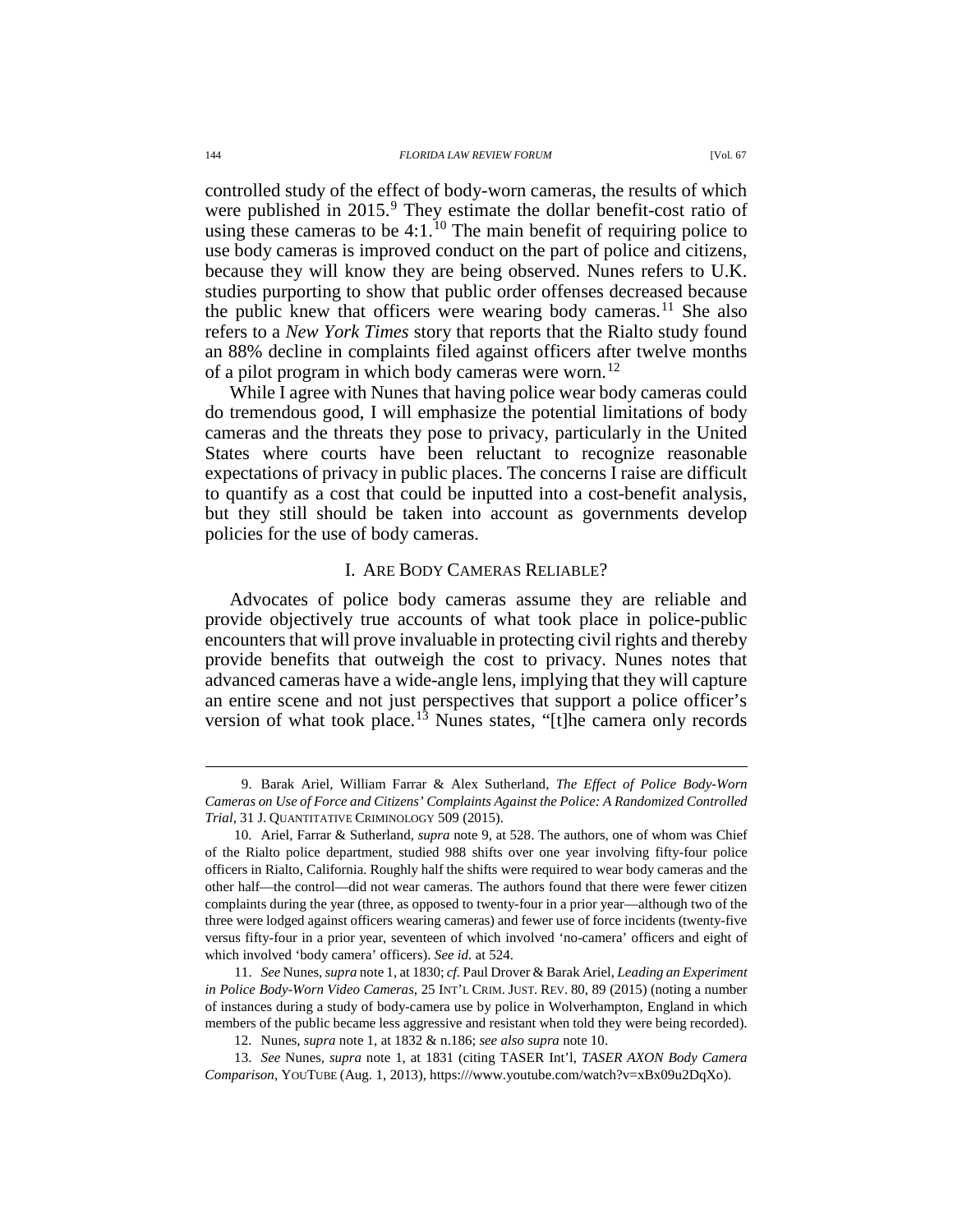controlled study of the effect of body-worn cameras, the results of which were published in 2015.[9] They estimate the dollar benefit-cost ratio of using these cameras to be 4:1.[10] The main benefit of requiring police to use body cameras is improved conduct on the part of police and citizens, because they will know they are being observed. Nunes refers to U.K. studies purporting to show that public order offenses decreased because the public knew that officers were wearing body cameras.[11] She also refers to a *New York Times* story that reports that the Rialto study found an 88% decline in complaints filed against officers after twelve months of a pilot program in which body cameras were worn.[12]

While I agree with Nunes that having police wear body cameras could do tremendous good, I will emphasize the potential limitations of body cameras and the threats they pose to privacy, particularly in the United States where courts have been reluctant to recognize reasonable expectations of privacy in public places. The concerns I raise are difficult to quantify as a cost that could be inputted into a cost-benefit analysis, but they still should be taken into account as governments develop policies for the use of body cameras.

## I. ARE BODY CAMERAS RELIABLE?

Advocates of police body cameras assume they are reliable and provide objectively true accounts of what took place in police-public encounters that will prove invaluable in protecting civil rights and thereby provide benefits that outweigh the cost to privacy. Nunes notes that advanced cameras have a wide-angle lens, implying that they will capture an entire scene and not just perspectives that support a police officer's version of what took place.[13] Nunes states, "[t]he camera only records

---

9. Barak Ariel, William Farrar & Alex Sutherland, *The Effect of Police Body-Worn Cameras on Use of Force and Citizens' Complaints Against the Police: A Randomized Controlled Trial*, 31 J. QUANTITATIVE CRIMINOLOGY 509 (2015).

10. Ariel, Farrar & Sutherland, *supra* note 9, at 528. The authors, one of whom was Chief of the Rialto police department, studied 988 shifts over one year involving fifty-four police officers in Rialto, California. Roughly half the shifts were required to wear body cameras and the other half—the control—did not wear cameras. The authors found that there were fewer citizen complaints during the year (three, as opposed to twenty-four in a prior year—although two of the three were lodged against officers wearing cameras) and fewer use of force incidents (twenty-five versus fifty-four in a prior year, seventeen of which involved 'no-camera' officers and eight of which involved 'body camera' officers). *See id.* at 524.

11. *See* Nunes, *supra* note 1, at 1830; *cf.* Paul Drover & Barak Ariel, *Leading an Experiment in Police Body-Worn Video Cameras*, 25 INT'L CRIM. JUST. REV. 80, 89 (2015) (noting a number of instances during a study of body-camera use by police in Wolverhampton, England in which members of the public became less aggressive and resistant when told they were being recorded).

12. Nunes, *supra* note 1, at 1832 & n.186; *see also supra* note 10.

13. *See* Nunes, *supra* note 1, at 1831 (citing TASER Int'l, *TASER AXON Body Camera Comparison*, YOUTUBE (Aug. 1, 2013), https:///www.youtube.com/watch?v=xBx09u2DqXo).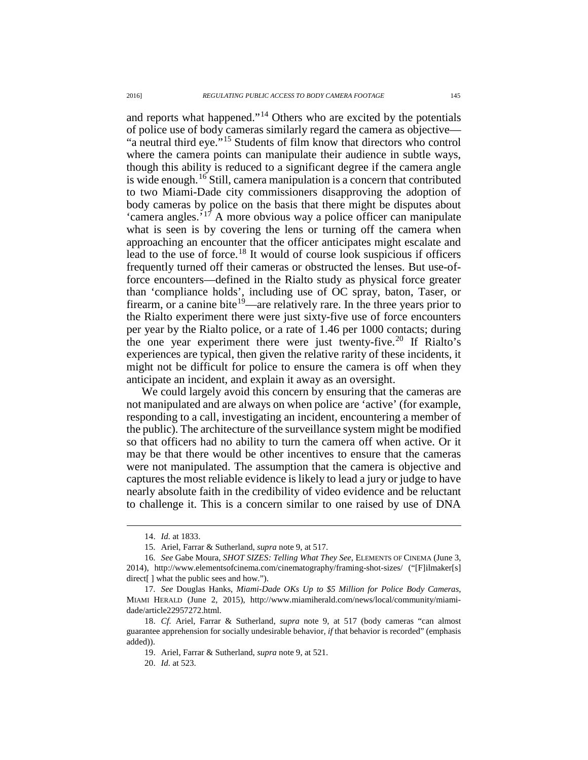and reports what happened."[14] Others who are excited by the potentials of police use of body cameras similarly regard the camera as objective—"a neutral third eye."[15] Students of film know that directors who control where the camera points can manipulate their audience in subtle ways, though this ability is reduced to a significant degree if the camera angle is wide enough.[16] Still, camera manipulation is a concern that contributed to two Miami-Dade city commissioners disapproving the adoption of body cameras by police on the basis that there might be disputes about 'camera angles.'[17] A more obvious way a police officer can manipulate what is seen is by covering the lens or turning off the camera when approaching an encounter that the officer anticipates might escalate and lead to the use of force.[18] It would of course look suspicious if officers frequently turned off their cameras or obstructed the lenses. But use-of-force encounters—defined in the Rialto study as physical force greater than 'compliance holds', including use of OC spray, baton, Taser, or firearm, or a canine bite[19]—are relatively rare. In the three years prior to the Rialto experiment there were just sixty-five use of force encounters per year by the Rialto police, or a rate of 1.46 per 1000 contacts; during the one year experiment there were just twenty-five.[20] If Rialto's experiences are typical, then given the relative rarity of these incidents, it might not be difficult for police to ensure the camera is off when they anticipate an incident, and explain it away as an oversight.

We could largely avoid this concern by ensuring that the cameras are not manipulated and are always on when police are 'active' (for example, responding to a call, investigating an incident, encountering a member of the public). The architecture of the surveillance system might be modified so that officers had no ability to turn the camera off when active. Or it may be that there would be other incentives to ensure that the cameras were not manipulated. The assumption that the camera is objective and captures the most reliable evidence is likely to lead a jury or judge to have nearly absolute faith in the credibility of video evidence and be reluctant to challenge it. This is a concern similar to one raised by use of DNA

---

14. *Id.* at 1833.

15. Ariel, Farrar & Sutherland, *supra* note 9, at 517.

16. *See* Gabe Moura, *SHOT SIZES: Telling What They See*, ELEMENTS OF CINEMA (June 3, 2014), http://www.elementsofcinema.com/cinematography/framing-shot-sizes/ ("[F]ilmaker[s] direct[ ] what the public sees and how.").

17. *See* Douglas Hanks, *Miami-Dade OKs Up to $5 Million for Police Body Cameras*, MIAMI HERALD (June 2, 2015), http://www.miamiherald.com/news/local/community/miami-dade/article22957272.html.

18. *Cf.* Ariel, Farrar & Sutherland, *supra* note 9, at 517 (body cameras "can almost guarantee apprehension for socially undesirable behavior, *if* that behavior is recorded" (emphasis added)).

19. Ariel, Farrar & Sutherland, *supra* note 9, at 521.

20. *Id.* at 523.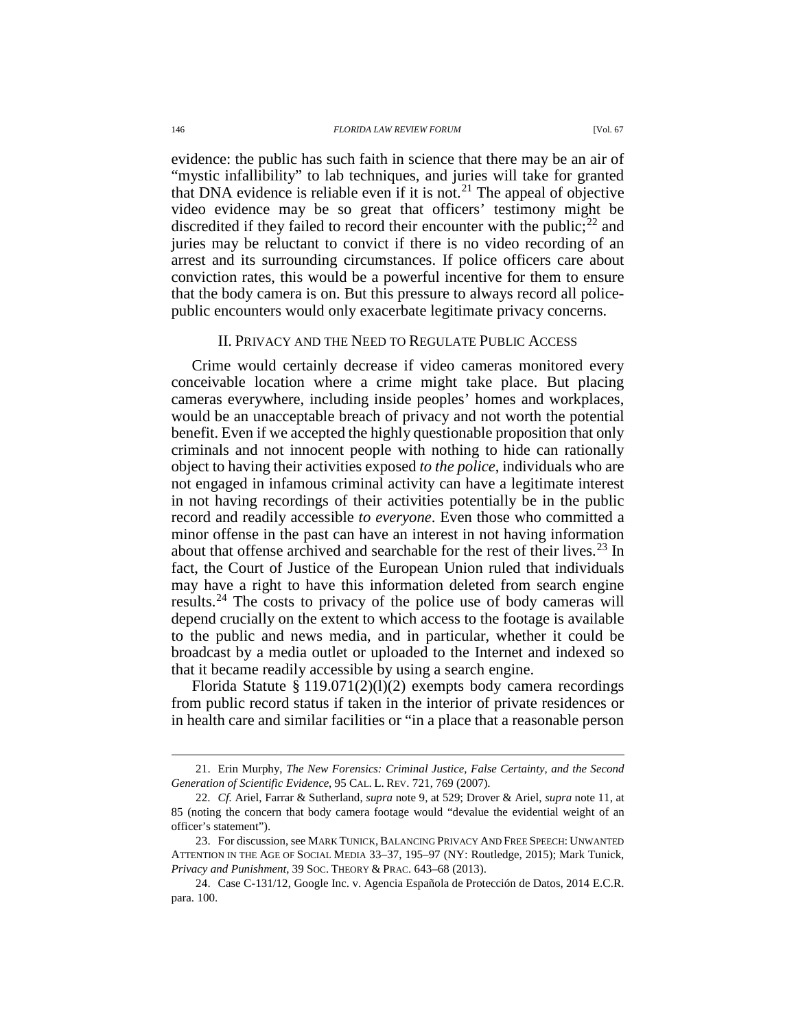evidence: the public has such faith in science that there may be an air of "mystic infallibility" to lab techniques, and juries will take for granted that DNA evidence is reliable even if it is not.[21] The appeal of objective video evidence may be so great that officers' testimony might be discredited if they failed to record their encounter with the public;[22] and juries may be reluctant to convict if there is no video recording of an arrest and its surrounding circumstances. If police officers care about conviction rates, this would be a powerful incentive for them to ensure that the body camera is on. But this pressure to always record all police-public encounters would only exacerbate legitimate privacy concerns.

## II. Privacy and the Need to Regulate Public Access

Crime would certainly decrease if video cameras monitored every conceivable location where a crime might take place. But placing cameras everywhere, including inside peoples' homes and workplaces, would be an unacceptable breach of privacy and not worth the potential benefit. Even if we accepted the highly questionable proposition that only criminals and not innocent people with nothing to hide can rationally object to having their activities exposed *to the police*, individuals who are not engaged in infamous criminal activity can have a legitimate interest in not having recordings of their activities potentially be in the public record and readily accessible *to everyone*. Even those who committed a minor offense in the past can have an interest in not having information about that offense archived and searchable for the rest of their lives.[23] In fact, the Court of Justice of the European Union ruled that individuals may have a right to have this information deleted from search engine results.[24] The costs to privacy of the police use of body cameras will depend crucially on the extent to which access to the footage is available to the public and news media, and in particular, whether it could be broadcast by a media outlet or uploaded to the Internet and indexed so that it became readily accessible by using a search engine.

Florida Statute § 119.071(2)(l)(2) exempts body camera recordings from public record status if taken in the interior of private residences or in health care and similar facilities or "in a place that a reasonable person

---

21. Erin Murphy, *The New Forensics: Criminal Justice, False Certainty, and the Second Generation of Scientific Evidence*, 95 Cal. L. Rev. 721, 769 (2007).

22. *Cf.* Ariel, Farrar & Sutherland, *supra* note 9, at 529; Drover & Ariel, *supra* note 11, at 85 (noting the concern that body camera footage would "devalue the evidential weight of an officer's statement").

23. For discussion, see Mark Tunick, Balancing Privacy And Free Speech: Unwanted Attention in the Age of Social Media 33–37, 195–97 (NY: Routledge, 2015); Mark Tunick, *Privacy and Punishment*, 39 Soc. Theory & Prac. 643–68 (2013).

24. Case C-131/12, Google Inc. v. Agencia Española de Protección de Datos, 2014 E.C.R. para. 100.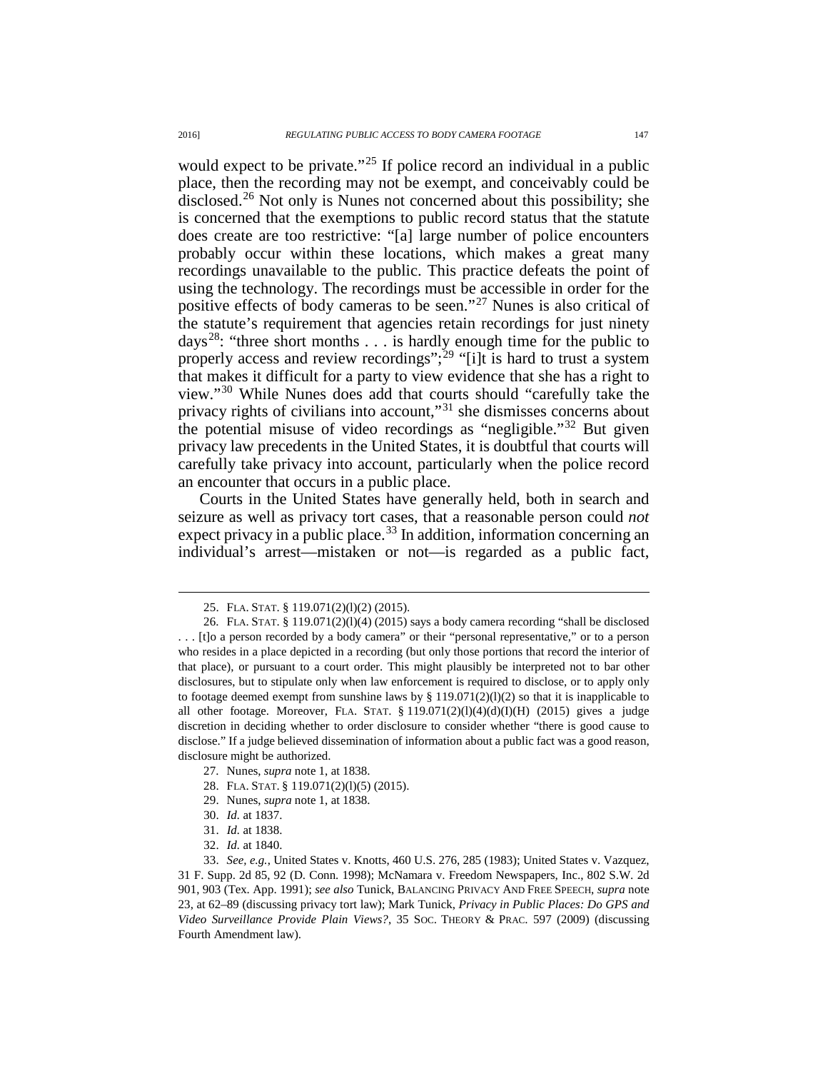would expect to be private."[25] If police record an individual in a public place, then the recording may not be exempt, and conceivably could be disclosed.[26] Not only is Nunes not concerned about this possibility; she is concerned that the exemptions to public record status that the statute does create are too restrictive: "[a] large number of police encounters probably occur within these locations, which makes a great many recordings unavailable to the public. This practice defeats the point of using the technology. The recordings must be accessible in order for the positive effects of body cameras to be seen."[27] Nunes is also critical of the statute's requirement that agencies retain recordings for just ninety days[28]: "three short months . . . is hardly enough time for the public to properly access and review recordings";[29] "[i]t is hard to trust a system that makes it difficult for a party to view evidence that she has a right to view."[30] While Nunes does add that courts should "carefully take the privacy rights of civilians into account,"[31] she dismisses concerns about the potential misuse of video recordings as "negligible."[32] But given privacy law precedents in the United States, it is doubtful that courts will carefully take privacy into account, particularly when the police record an encounter that occurs in a public place.

Courts in the United States have generally held, both in search and seizure as well as privacy tort cases, that a reasonable person could *not* expect privacy in a public place.[33] In addition, information concerning an individual's arrest—mistaken or not—is regarded as a public fact,

---

25. FLA. STAT. § 119.071(2)(l)(2) (2015).

26. FLA. STAT. § 119.071(2)(l)(4) (2015) says a body camera recording "shall be disclosed . . . [t]o a person recorded by a body camera" or their "personal representative," or to a person who resides in a place depicted in a recording (but only those portions that record the interior of that place), or pursuant to a court order. This might plausibly be interpreted not to bar other disclosures, but to stipulate only when law enforcement is required to disclose, or to apply only to footage deemed exempt from sunshine laws by § 119.071(2)(l)(2) so that it is inapplicable to all other footage. Moreover, FLA. STAT. § 119.071(2)(l)(4)(d)(I)(H) (2015) gives a judge discretion in deciding whether to order disclosure to consider whether "there is good cause to disclose." If a judge believed dissemination of information about a public fact was a good reason, disclosure might be authorized.

27. Nunes, *supra* note 1, at 1838.

28. FLA. STAT. § 119.071(2)(l)(5) (2015).

29. Nunes, *supra* note 1, at 1838.

30. *Id.* at 1837.

31. *Id.* at 1838.

32. *Id.* at 1840.

33. *See, e.g.*, United States v. Knotts, 460 U.S. 276, 285 (1983); United States v. Vazquez, 31 F. Supp. 2d 85, 92 (D. Conn. 1998); McNamara v. Freedom Newspapers, Inc., 802 S.W. 2d 901, 903 (Tex. App. 1991); *see also* Tunick, BALANCING PRIVACY AND FREE SPEECH, *supra* note 23, at 62–89 (discussing privacy tort law); Mark Tunick, *Privacy in Public Places: Do GPS and Video Surveillance Provide Plain Views?*, 35 SOC. THEORY & PRAC. 597 (2009) (discussing Fourth Amendment law).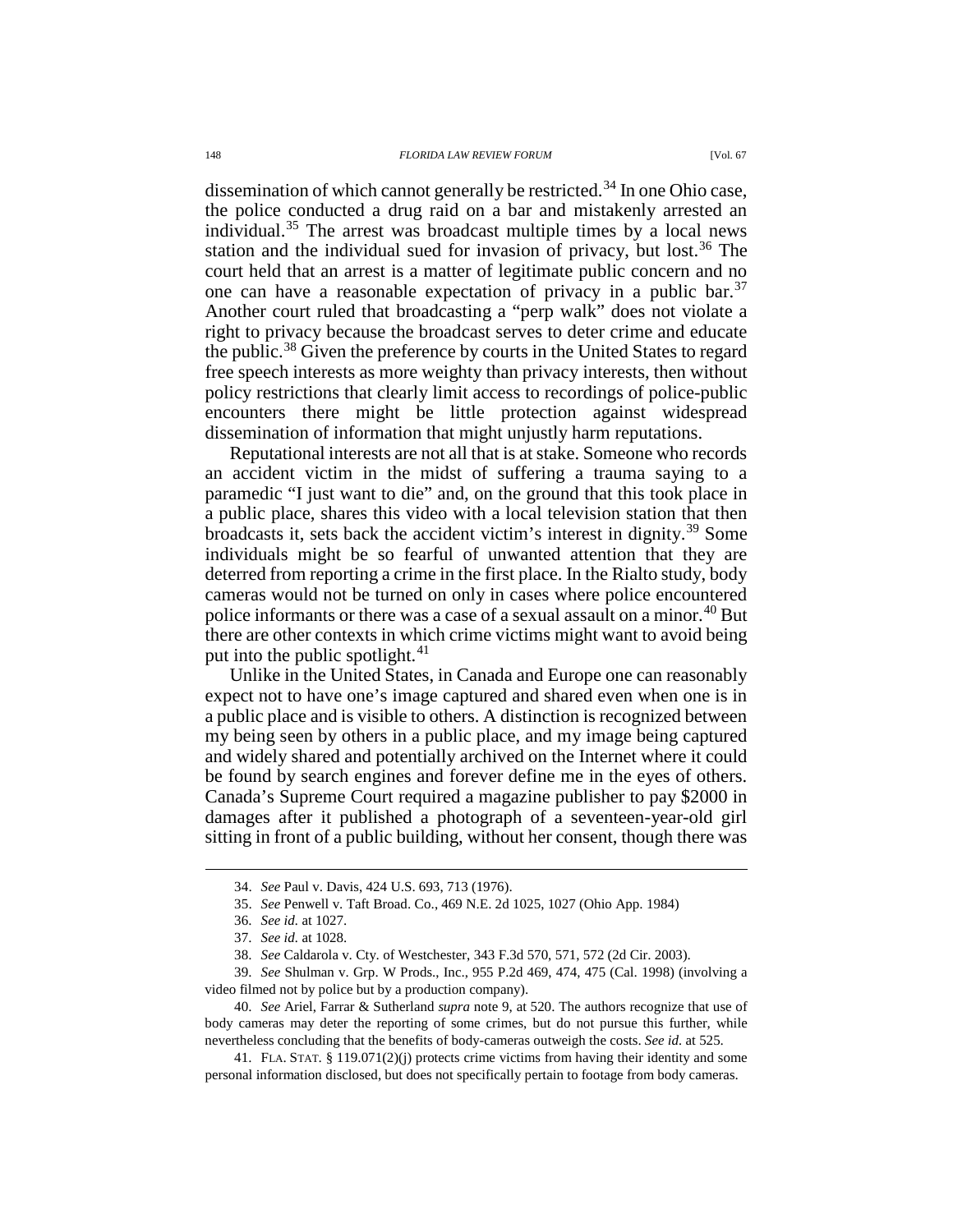dissemination of which cannot generally be restricted.[34] In one Ohio case, the police conducted a drug raid on a bar and mistakenly arrested an individual.[35] The arrest was broadcast multiple times by a local news station and the individual sued for invasion of privacy, but lost.[36] The court held that an arrest is a matter of legitimate public concern and no one can have a reasonable expectation of privacy in a public bar.[37] Another court ruled that broadcasting a "perp walk" does not violate a right to privacy because the broadcast serves to deter crime and educate the public.[38] Given the preference by courts in the United States to regard free speech interests as more weighty than privacy interests, then without policy restrictions that clearly limit access to recordings of police-public encounters there might be little protection against widespread dissemination of information that might unjustly harm reputations.

Reputational interests are not all that is at stake. Someone who records an accident victim in the midst of suffering a trauma saying to a paramedic "I just want to die" and, on the ground that this took place in a public place, shares this video with a local television station that then broadcasts it, sets back the accident victim's interest in dignity.[39] Some individuals might be so fearful of unwanted attention that they are deterred from reporting a crime in the first place. In the Rialto study, body cameras would not be turned on only in cases where police encountered police informants or there was a case of a sexual assault on a minor.[40] But there are other contexts in which crime victims might want to avoid being put into the public spotlight.[41]

Unlike in the United States, in Canada and Europe one can reasonably expect not to have one's image captured and shared even when one is in a public place and is visible to others. A distinction is recognized between my being seen by others in a public place, and my image being captured and widely shared and potentially archived on the Internet where it could be found by search engines and forever define me in the eyes of others. Canada's Supreme Court required a magazine publisher to pay $2000 in damages after it published a photograph of a seventeen-year-old girl sitting in front of a public building, without her consent, though there was

---

34. *See* Paul v. Davis, 424 U.S. 693, 713 (1976).

35. *See* Penwell v. Taft Broad. Co., 469 N.E. 2d 1025, 1027 (Ohio App. 1984)

36. *See id.* at 1027.

37. *See id.* at 1028.

38. *See* Caldarola v. Cty. of Westchester, 343 F.3d 570, 571, 572 (2d Cir. 2003).

39. *See* Shulman v. Grp. W Prods., Inc., 955 P.2d 469, 474, 475 (Cal. 1998) (involving a video filmed not by police but by a production company).

40. *See* Ariel, Farrar & Sutherland *supra* note 9, at 520. The authors recognize that use of body cameras may deter the reporting of some crimes, but do not pursue this further, while nevertheless concluding that the benefits of body-cameras outweigh the costs. *See id.* at 525.

41. FLA. STAT. § 119.071(2)(j) protects crime victims from having their identity and some personal information disclosed, but does not specifically pertain to footage from body cameras.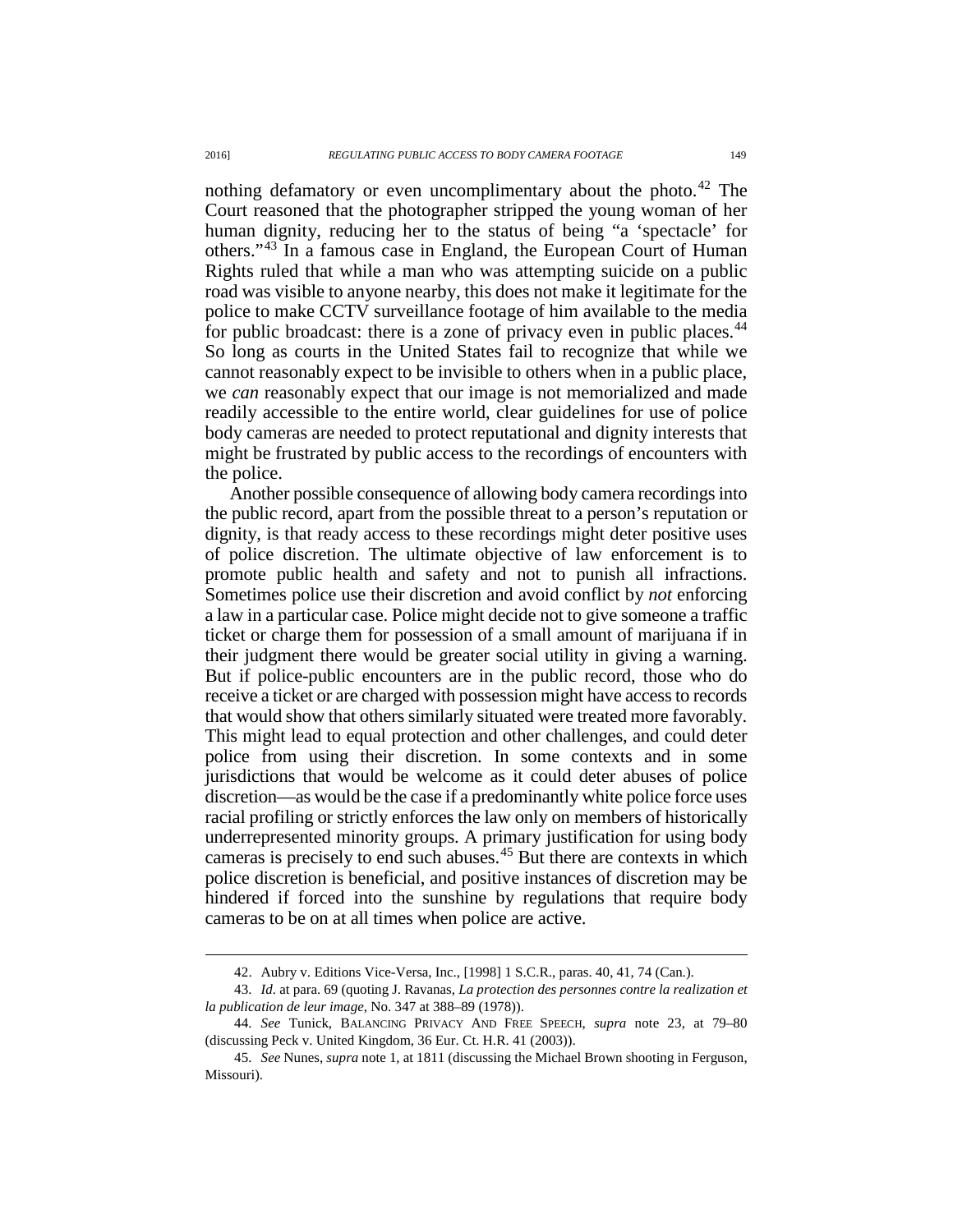nothing defamatory or even uncomplimentary about the photo.[42] The Court reasoned that the photographer stripped the young woman of her human dignity, reducing her to the status of being "a 'spectacle' for others."[43] In a famous case in England, the European Court of Human Rights ruled that while a man who was attempting suicide on a public road was visible to anyone nearby, this does not make it legitimate for the police to make CCTV surveillance footage of him available to the media for public broadcast: there is a zone of privacy even in public places.[44] So long as courts in the United States fail to recognize that while we cannot reasonably expect to be invisible to others when in a public place, we *can* reasonably expect that our image is not memorialized and made readily accessible to the entire world, clear guidelines for use of police body cameras are needed to protect reputational and dignity interests that might be frustrated by public access to the recordings of encounters with the police.

Another possible consequence of allowing body camera recordings into the public record, apart from the possible threat to a person's reputation or dignity, is that ready access to these recordings might deter positive uses of police discretion. The ultimate objective of law enforcement is to promote public health and safety and not to punish all infractions. Sometimes police use their discretion and avoid conflict by *not* enforcing a law in a particular case. Police might decide not to give someone a traffic ticket or charge them for possession of a small amount of marijuana if in their judgment there would be greater social utility in giving a warning. But if police-public encounters are in the public record, those who do receive a ticket or are charged with possession might have access to records that would show that others similarly situated were treated more favorably. This might lead to equal protection and other challenges, and could deter police from using their discretion. In some contexts and in some jurisdictions that would be welcome as it could deter abuses of police discretion—as would be the case if a predominantly white police force uses racial profiling or strictly enforces the law only on members of historically underrepresented minority groups. A primary justification for using body cameras is precisely to end such abuses.[45] But there are contexts in which police discretion is beneficial, and positive instances of discretion may be hindered if forced into the sunshine by regulations that require body cameras to be on at all times when police are active.

---

42. Aubry v. Editions Vice-Versa, Inc., [1998] 1 S.C.R., paras. 40, 41, 74 (Can.).

43. *Id.* at para. 69 (quoting J. Ravanas, *La protection des personnes contre la realization et la publication de leur image*, No. 347 at 388–89 (1978)).

44. *See* Tunick, BALANCING PRIVACY AND FREE SPEECH, *supra* note 23, at 79–80 (discussing Peck v. United Kingdom, 36 Eur. Ct. H.R. 41 (2003)).

45. *See* Nunes, *supra* note 1, at 1811 (discussing the Michael Brown shooting in Ferguson, Missouri).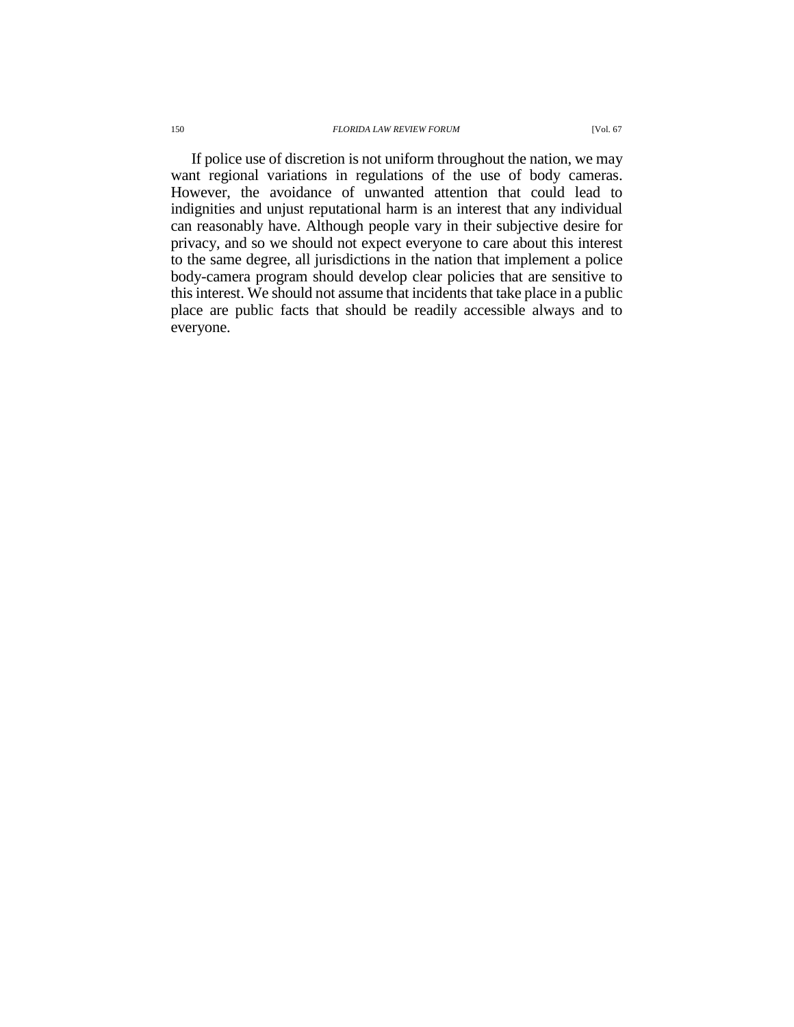If police use of discretion is not uniform throughout the nation, we may want regional variations in regulations of the use of body cameras. However, the avoidance of unwanted attention that could lead to indignities and unjust reputational harm is an interest that any individual can reasonably have. Although people vary in their subjective desire for privacy, and so we should not expect everyone to care about this interest to the same degree, all jurisdictions in the nation that implement a police body-camera program should develop clear policies that are sensitive to this interest. We should not assume that incidents that take place in a public place are public facts that should be readily accessible always and to everyone.